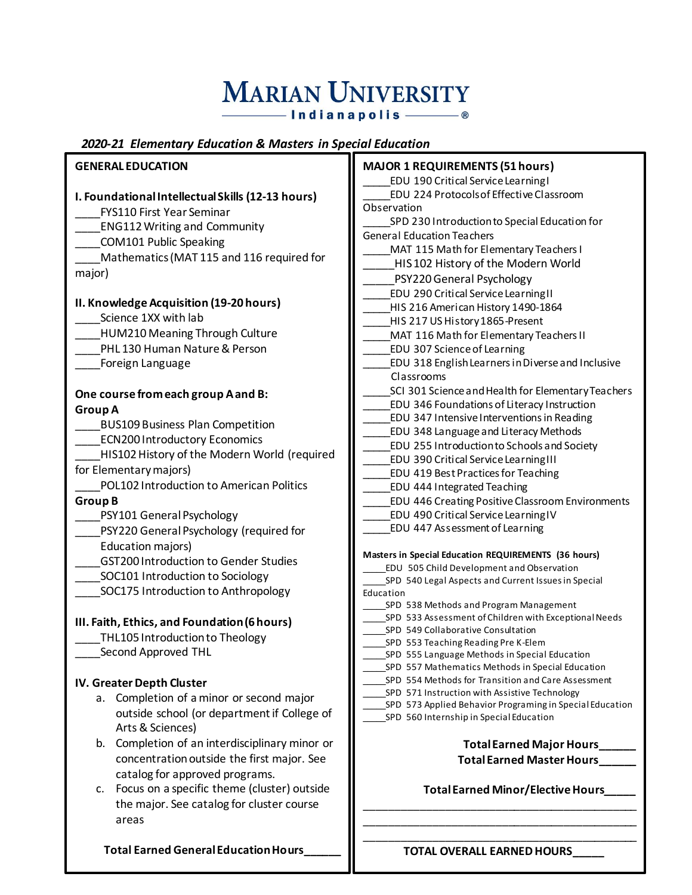# MARIAN UNIVERSITY

Indianapolis

## *2020-21 Elementary Education & Masters in Special Education*

### GENERAL EDUCATION

**I. Foundational Intellectual Skills (12-13 hours)**

____FYS110 First Year Seminar
____ENG112 Writing and Community
____COM101 Public Speaking
____Mathematics (MAT 115 and 116 required for major)

**II. Knowledge Acquisition (19-20 hours)**

____Science 1XX with lab
____HUM210 Meaning Through Culture
____PHL 130 Human Nature & Person
____Foreign Language

**One course from each group A and B:**

**Group A**

____BUS109 Business Plan Competition
____ECN200 Introductory Economics
____HIS102 History of the Modern World (required for Elementary majors)
____POL102 Introduction to American Politics

**Group B**

____PSY101 General Psychology
____PSY220 General Psychology (required for Education majors)
____GST200 Introduction to Gender Studies
____SOC101 Introduction to Sociology
____SOC175 Introduction to Anthropology

**III. Faith, Ethics, and Foundation (6 hours)**

____THL105 Introduction to Theology
____Second Approved THL

**IV. Greater Depth Cluster**

a. Completion of a minor or second major outside school (or department if College of Arts & Sciences)
b. Completion of an interdisciplinary minor or concentration outside the first major. See catalog for approved programs.
c. Focus on a specific theme (cluster) outside the major. See catalog for cluster course areas

**Total Earned General Education Hours______**

### MAJOR 1 REQUIREMENTS (51 hours)

_____EDU 190 Critical Service Learning I
_____EDU 224 Protocols of Effective Classroom Observation
_____SPD 230 Introduction to Special Education for General Education Teachers
_____MAT 115 Math for Elementary Teachers I
_____HIS 102 History of the Modern World
_____PSY220 General Psychology
_____EDU 290 Critical Service Learning II
_____HIS 216 American History 1490-1864
_____HIS 217 US History 1865-Present
_____MAT 116 Math for Elementary Teachers II
_____EDU 307 Science of Learning
_____EDU 318 English Learners in Diverse and Inclusive Classrooms
_____SCI 301 Science and Health for Elementary Teachers
_____EDU 346 Foundations of Literacy Instruction
_____EDU 347 Intensive Interventions in Reading
_____EDU 348 Language and Literacy Methods
_____EDU 255 Introduction to Schools and Society
_____EDU 390 Critical Service Learning III
_____EDU 419 Best Practices for Teaching
_____EDU 444 Integrated Teaching
_____EDU 446 Creating Positive Classroom Environments
_____EDU 490 Critical Service Learning IV
_____EDU 447 Assessment of Learning

**Masters in Special Education REQUIREMENTS (36 hours)**

_____EDU 505 Child Development and Observation
_____SPD 540 Legal Aspects and Current Issues in Special Education
_____SPD 538 Methods and Program Management
_____SPD 533 Assessment of Children with Exceptional Needs
_____SPD 549 Collaborative Consultation
_____SPD 553 Teaching Reading Pre K-Elem
_____SPD 555 Language Methods in Special Education
_____SPD 557 Mathematics Methods in Special Education
_____SPD 554 Methods for Transition and Care Assessment
_____SPD 571 Instruction with Assistive Technology
_____SPD 573 Applied Behavior Programing in Special Education
_____SPD 560 Internship in Special Education

**Total Earned Major Hours______**

**Total Earned Master Hours______**

**Total Earned Minor/Elective Hours_____**

______________________________________________

______________________________________________

______________________________________________

**TOTAL OVERALL EARNED HOURS_____**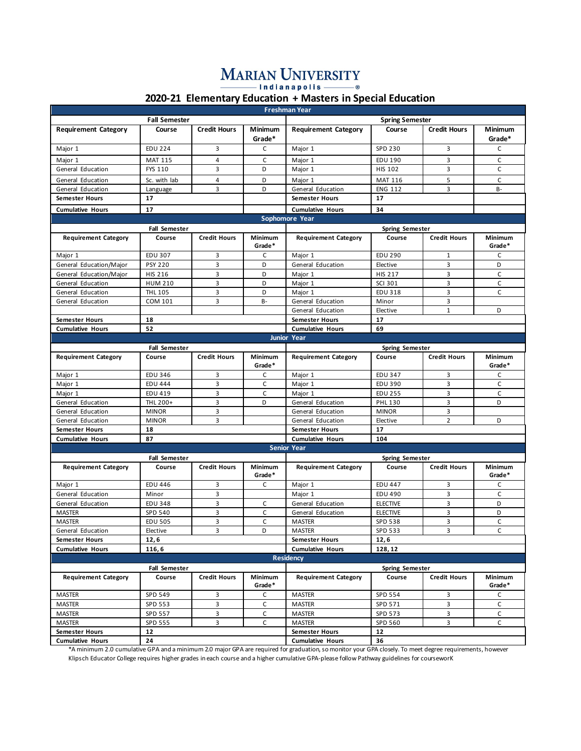# MARIAN UNIVERSITY
Indianapolis

## 2020-21 Elementary Education + Masters in Special Education

| Freshman Year | | | | | | | |
|---|---|---|---|---|---|---|---|
| **Fall Semester** | | | | **Spring Semester** | | | |
| **Requirement Category** | **Course** | **Credit Hours** | **Minimum Grade*** | **Requirement Category** | **Course** | **Credit Hours** | **Minimum Grade*** |
| Major 1 | EDU 224 | 3 | C | Major 1 | SPD 230 | 3 | C |
| Major 1 | MAT 115 | 4 | C | Major 1 | EDU 190 | 3 | C |
| General Education | FYS 110 | 3 | D | Major 1 | HIS 102 | 3 | C |
| General Education | Sc. with lab | 4 | D | Major 1 | MAT 116 | 5 | C |
| General Education | Language | 3 | D | General Education | ENG 112 | 3 | B- |
| **Semester Hours** | **17** | | | **Semester Hours** | **17** | | |
| **Cumulative Hours** | **17** | | | **Cumulative Hours** | **34** | | |

| Sophomore Year | | | | | | | |
|---|---|---|---|---|---|---|---|
| **Fall Semester** | | | | **Spring Semester** | | | |
| **Requirement Category** | **Course** | **Credit Hours** | **Minimum Grade*** | **Requirement Category** | **Course** | **Credit Hours** | **Minimum Grade*** |
| Major 1 | EDU 307 | 3 | C | Major 1 | EDU 290 | 1 | C |
| General Education/Major | PSY 220 | 3 | D | General Education | Elective | 3 | D |
| General Education/Major | HIS 216 | 3 | D | Major 1 | HIS 217 | 3 | C |
| General Education | HUM 210 | 3 | D | Major 1 | SCI 301 | 3 | C |
| General Education | THL 105 | 3 | D | Major 1 | EDU 318 | 3 | C |
| General Education | COM 101 | 3 | B- | General Education | Minor | 3 | |
| | | | | General Education | Elective | 1 | D |
| **Semester Hours** | **18** | | | **Semester Hours** | **17** | | |
| **Cumulative Hours** | **52** | | | **Cumulative Hours** | **69** | | |

| Junior Year | | | | | | | |
|---|---|---|---|---|---|---|---|
| **Fall Semester** | | | | **Spring Semester** | | | |
| **Requirement Category** | **Course** | **Credit Hours** | **Minimum Grade*** | **Requirement Category** | **Course** | **Credit Hours** | **Minimum Grade*** |
| Major 1 | EDU 346 | 3 | C | Major 1 | EDU 347 | 3 | C |
| Major 1 | EDU 444 | 3 | C | Major 1 | EDU 390 | 3 | C |
| Major 1 | EDU 419 | 3 | C | Major 1 | EDU 255 | 3 | C |
| General Education | THL 200+ | 3 | D | General Education | PHL 130 | 3 | D |
| General Education | MINOR | 3 | | General Education | MINOR | 3 | |
| General Education | MINOR | 3 | | General Education | Elective | 2 | D |
| **Semester Hours** | **18** | | | **Semester Hours** | **17** | | |
| **Cumulative Hours** | **87** | | | **Cumulative Hours** | **104** | | |

| Senior Year | | | | | | | |
|---|---|---|---|---|---|---|---|
| **Fall Semester** | | | | **Spring Semester** | | | |
| **Requirement Category** | **Course** | **Credit Hours** | **Minimum Grade*** | **Requirement Category** | **Course** | **Credit Hours** | **Minimum Grade*** |
| Major 1 | EDU 446 | 3 | C | Major 1 | EDU 447 | 3 | C |
| General Education | Minor | 3 | | Major 1 | EDU 490 | 3 | C |
| General Education | EDU 348 | 3 | C | General Education | ELECTIVE | 3 | D |
| MASTER | SPD 540 | 3 | C | General Education | ELECTIVE | 3 | D |
| MASTER | EDU 505 | 3 | C | MASTER | SPD 538 | 3 | C |
| General Education | Elective | 3 | D | MASTER | SPD 533 | 3 | C |
| **Semester Hours** | **12, 6** | | | **Semester Hours** | **12, 6** | | |
| **Cumulative Hours** | **116, 6** | | | **Cumulative Hours** | **128, 12** | | |

| Residency | | | | | | | |
|---|---|---|---|---|---|---|---|
| **Fall Semester** | | | | **Spring Semester** | | | |
| **Requirement Category** | **Course** | **Credit Hours** | **Minimum Grade*** | **Requirement Category** | **Course** | **Credit Hours** | **Minimum Grade*** |
| MASTER | SPD 549 | 3 | C | MASTER | SPD 554 | 3 | C |
| MASTER | SPD 553 | 3 | C | MASTER | SPD 571 | 3 | C |
| MASTER | SPD 557 | 3 | C | MASTER | SPD 573 | 3 | C |
| MASTER | SPD 555 | 3 | C | MASTER | SPD 560 | 3 | C |
| **Semester Hours** | **12** | | | **Semester Hours** | **12** | | |
| **Cumulative Hours** | **24** | | | **Cumulative Hours** | **36** | | |

*A minimum 2.0 cumulative GPA and a minimum 2.0 major GPA are required for graduation, so monitor your GPA closely. To meet degree requirements, however Klipsch Educator College requires higher grades in each course and a higher cumulative GPA-please follow Pathway guidelines for courseworK